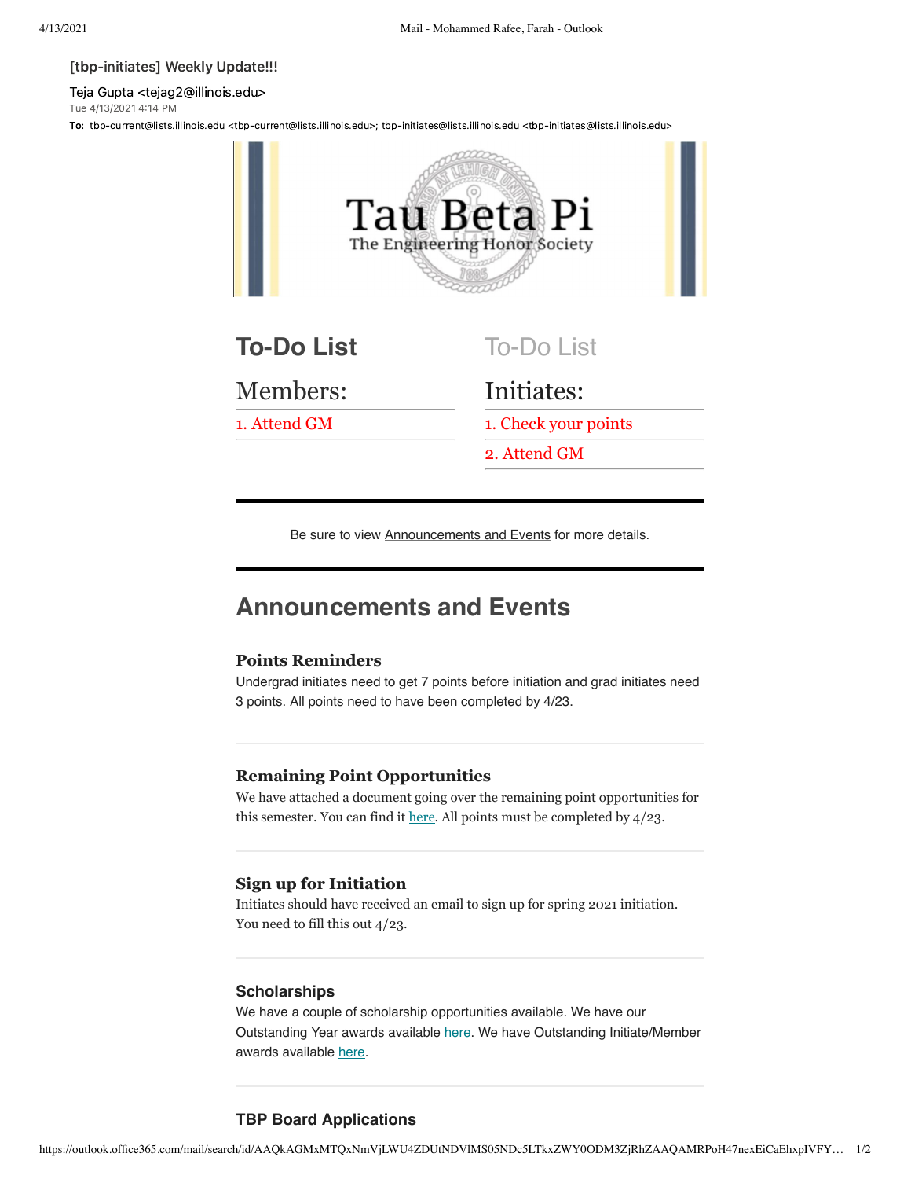[tbp-initiates] Weekly Update!!!

Teja Gupta <tejag2@illinois.edu>
Tue 4/13/2021 4:14 PM
**To:** tbp-current@lists.illinois.edu <tbp-current@lists.illinois.edu>; tbp-initiates@lists.illinois.edu <tbp-initiates@lists.illinois.edu>

Tau Beta Pi
The Engineering Honor Society

## To-Do List

### Members:

1. Attend GM

## To-Do List

### Initiates:

1. Check your points
2. Attend GM

---

Be sure to view Announcements and Events for more details.

---

## Announcements and Events

### Points Reminders

Undergrad initiates need to get 7 points before initiation and grad initiates need 3 points. All points need to have been completed by 4/23.

---

### Remaining Point Opportunities

We have attached a document going over the remaining point opportunities for this semester. You can find it here. All points must be completed by 4/23.

---

### Sign up for Initiation

Initiates should have received an email to sign up for spring 2021 initiation. You need to fill this out 4/23.

---

### Scholarships

We have a couple of scholarship opportunities available. We have our Outstanding Year awards available here. We have Outstanding Initiate/Member awards available here.

---

### TBP Board Applications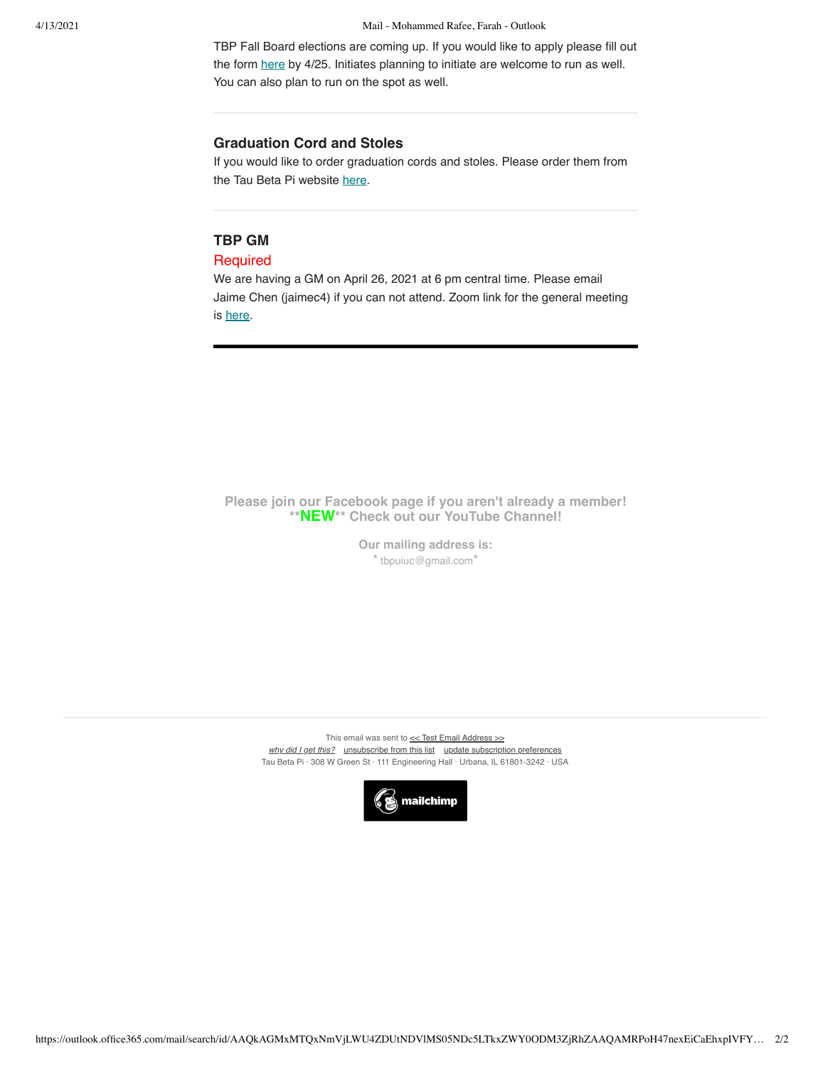TBP Fall Board elections are coming up. If you would like to apply please fill out the form here by 4/25. Initiates planning to initiate are welcome to run as well. You can also plan to run on the spot as well.

---

### Graduation Cord and Stoles

If you would like to order graduation cords and stoles. Please order them from the Tau Beta Pi website here.

---

### TBP GM

Required

We are having a GM on April 26, 2021 at 6 pm central time. Please email Jaime Chen (jaimec4) if you can not attend. Zoom link for the general meeting is here.

---

**Please join our Facebook page if you aren't already a member!**
****NEW** Check out our YouTube Channel!**

**Our mailing address is:**
* tbpuiuc@gmail.com*

---

This email was sent to << Test Email Address >>
*why did I get this?* unsubscribe from this list update subscription preferences
Tau Beta Pi · 308 W Green St · 111 Engineering Hall · Urbana, IL 61801-3242 · USA

mailchimp